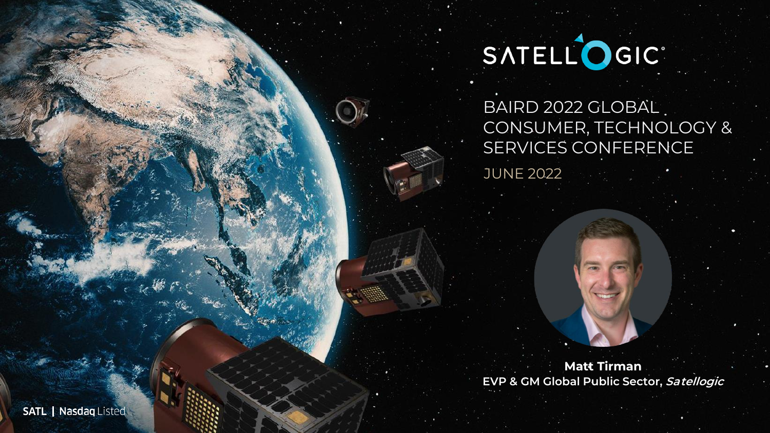# SATELLOGIC

## BAIRD 2022 GLOBAL CONSUMER, TECHNOLOGY & SERVICES CONFERENCE

JUNE 2022

**Matt Tirman**
**EVP & GM Global Public Sector, *Satellogic***

SATL | Nasdaq Listed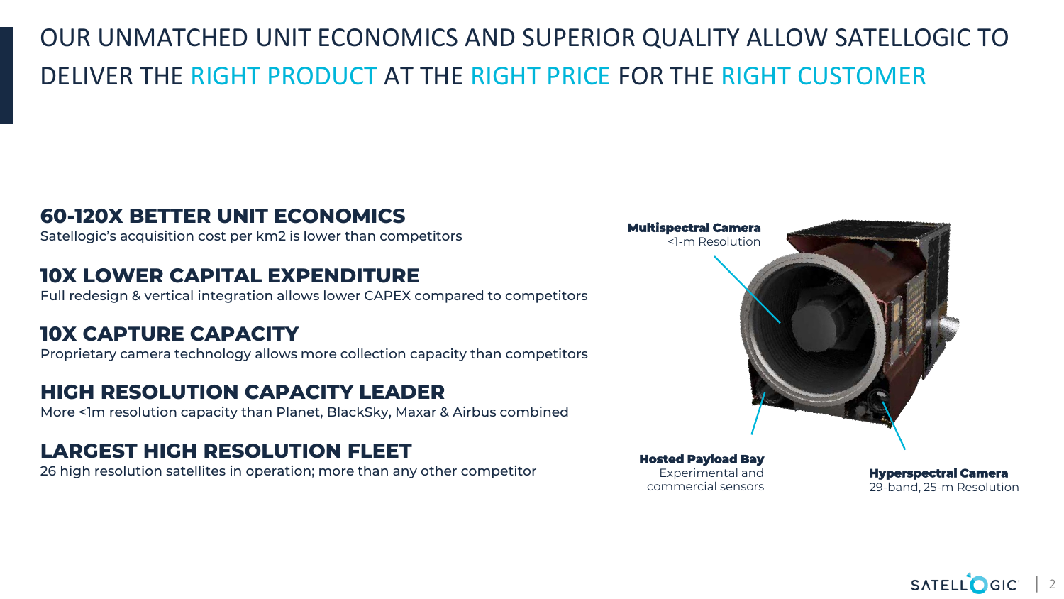# OUR UNMATCHED UNIT ECONOMICS AND SUPERIOR QUALITY ALLOW SATELLOGIC TO DELIVER THE RIGHT PRODUCT AT THE RIGHT PRICE FOR THE RIGHT CUSTOMER

## 60-120X BETTER UNIT ECONOMICS

Satellogic's acquisition cost per km2 is lower than competitors

## 10X LOWER CAPITAL EXPENDITURE

Full redesign & vertical integration allows lower CAPEX compared to competitors

## 10X CAPTURE CAPACITY

Proprietary camera technology allows more collection capacity than competitors

## HIGH RESOLUTION CAPACITY LEADER

More <1m resolution capacity than Planet, BlackSky, Maxar & Airbus combined

## LARGEST HIGH RESOLUTION FLEET

26 high resolution satellites in operation; more than any other competitor

**Multispectral Camera**
<1-m Resolution

**Hosted Payload Bay**
Experimental and commercial sensors

**Hyperspectral Camera**
29-band, 25-m Resolution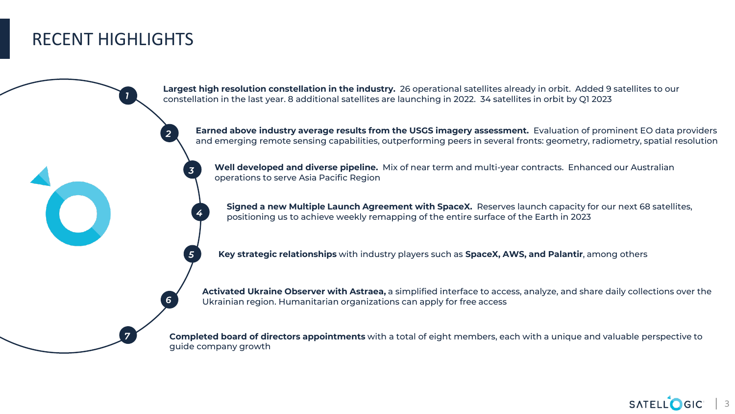# RECENT HIGHLIGHTS

1. **Largest high resolution constellation in the industry.** 26 operational satellites already in orbit. Added 9 satellites to our constellation in the last year. 8 additional satellites are launching in 2022. 34 satellites in orbit by Q1 2023

2. **Earned above industry average results from the USGS imagery assessment.** Evaluation of prominent EO data providers and emerging remote sensing capabilities, outperforming peers in several fronts: geometry, radiometry, spatial resolution

3. **Well developed and diverse pipeline.** Mix of near term and multi-year contracts. Enhanced our Australian operations to serve Asia Pacific Region

4. **Signed a new Multiple Launch Agreement with SpaceX.** Reserves launch capacity for our next 68 satellites, positioning us to achieve weekly remapping of the entire surface of the Earth in 2023

5. **Key strategic relationships** with industry players such as **SpaceX, AWS, and Palantir**, among others

6. **Activated Ukraine Observer with Astraea,** a simplified interface to access, analyze, and share daily collections over the Ukrainian region. Humanitarian organizations can apply for free access

7. **Completed board of directors appointments** with a total of eight members, each with a unique and valuable perspective to guide company growth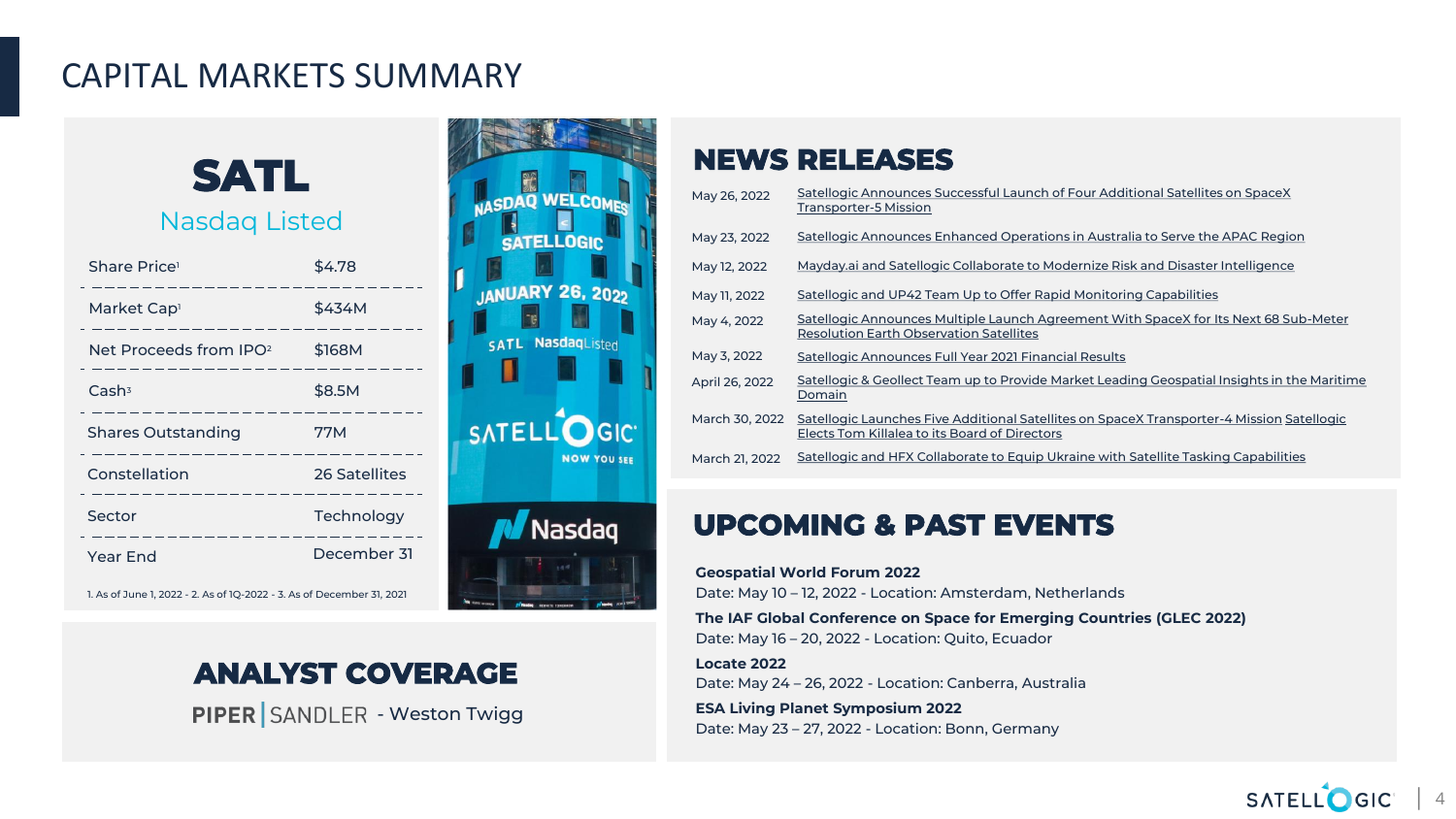# CAPITAL MARKETS SUMMARY

## SATL

Nasdaq Listed

| | |
|---|---|
| Share Price[1] | $4.78 |
| Market Cap[1] | $434M |
| Net Proceeds from IPO[2] | $168M |
| Cash[3] | $8.5M |
| Shares Outstanding | 77M |
| Constellation | 26 Satellites |
| Sector | Technology |
| Year End | December 31 |

1. As of June 1, 2022 - 2. As of 1Q-2022 - 3. As of December 31, 2021

## NEWS RELEASES

| | |
|---|---|
| May 26, 2022 | Satellogic Announces Successful Launch of Four Additional Satellites on SpaceX Transporter-5 Mission |
| May 23, 2022 | Satellogic Announces Enhanced Operations in Australia to Serve the APAC Region |
| May 12, 2022 | Mayday.ai and Satellogic Collaborate to Modernize Risk and Disaster Intelligence |
| May 11, 2022 | Satellogic and UP42 Team Up to Offer Rapid Monitoring Capabilities |
| May 4, 2022 | Satellogic Announces Multiple Launch Agreement With SpaceX for Its Next 68 Sub-Meter Resolution Earth Observation Satellites |
| May 3, 2022 | Satellogic Announces Full Year 2021 Financial Results |
| April 26, 2022 | Satellogic & Geollect Team up to Provide Market Leading Geospatial Insights in the Maritime Domain |
| March 30, 2022 | Satellogic Launches Five Additional Satellites on SpaceX Transporter-4 Mission Satellogic Elects Tom Killalea to its Board of Directors |
| March 21, 2022 | Satellogic and HFX Collaborate to Equip Ukraine with Satellite Tasking Capabilities |

## UPCOMING & PAST EVENTS

**Geospatial World Forum 2022**
Date: May 10 – 12, 2022 - Location: Amsterdam, Netherlands

**The IAF Global Conference on Space for Emerging Countries (GLEC 2022)**
Date: May 16 – 20, 2022 - Location: Quito, Ecuador

**Locate 2022**
Date: May 24 – 26, 2022 - Location: Canberra, Australia

**ESA Living Planet Symposium 2022**
Date: May 23 – 27, 2022 - Location: Bonn, Germany

## ANALYST COVERAGE

PIPER | SANDLER - Weston Twigg